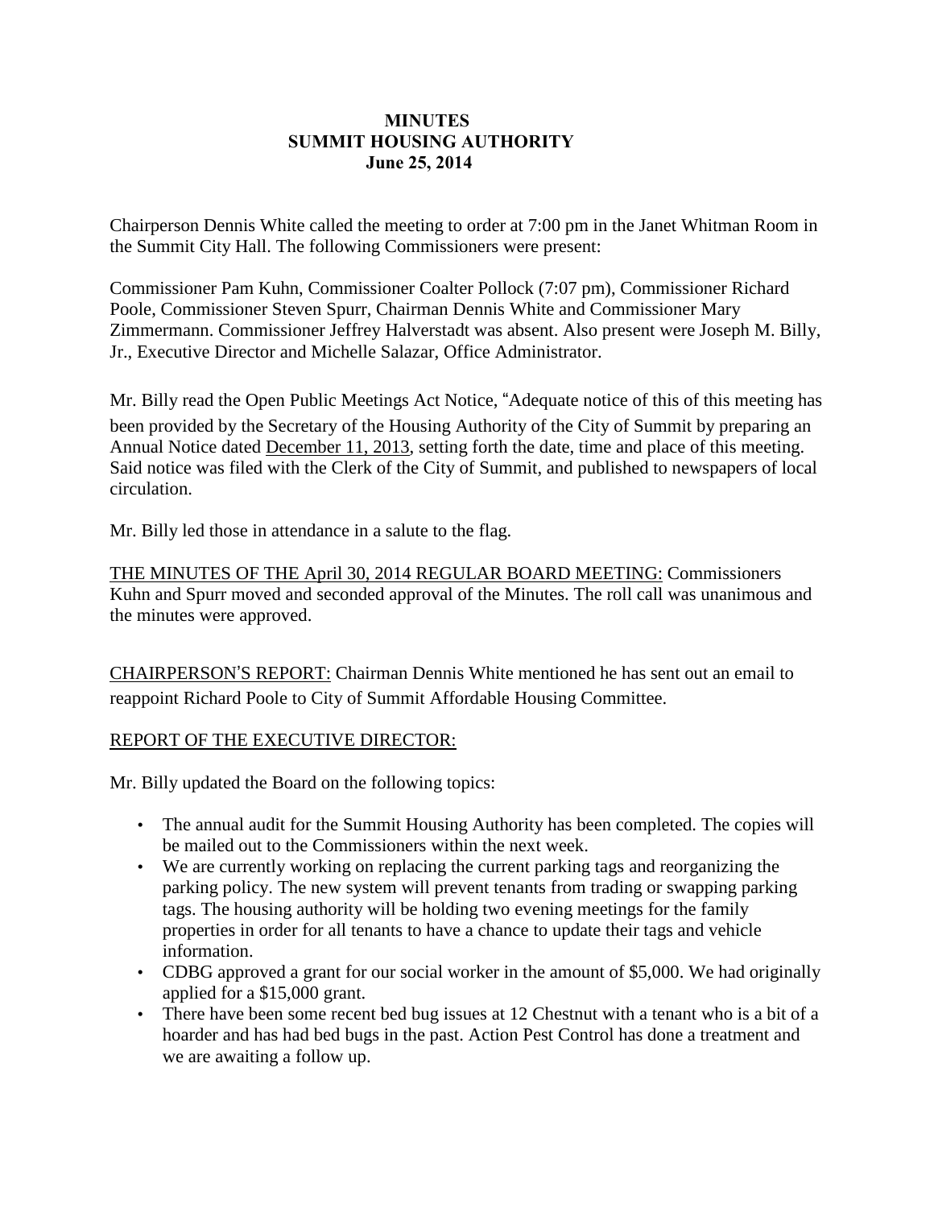# MINUTES
# SUMMIT HOUSING AUTHORITY
## June 25, 2014

Chairperson Dennis White called the meeting to order at 7:00 pm in the Janet Whitman Room in the Summit City Hall. The following Commissioners were present:

Commissioner Pam Kuhn, Commissioner Coalter Pollock (7:07 pm), Commissioner Richard Poole, Commissioner Steven Spurr, Chairman Dennis White and Commissioner Mary Zimmermann. Commissioner Jeffrey Halverstadt was absent. Also present were Joseph M. Billy, Jr., Executive Director and Michelle Salazar, Office Administrator.

Mr. Billy read the Open Public Meetings Act Notice, "Adequate notice of this of this meeting has been provided by the Secretary of the Housing Authority of the City of Summit by preparing an Annual Notice dated <u>December 11, 2013</u>, setting forth the date, time and place of this meeting. Said notice was filed with the Clerk of the City of Summit, and published to newspapers of local circulation.

Mr. Billy led those in attendance in a salute to the flag.

<u>THE MINUTES OF THE April 30, 2014 REGULAR BOARD MEETING:</u> Commissioners Kuhn and Spurr moved and seconded approval of the Minutes. The roll call was unanimous and the minutes were approved.

<u>CHAIRPERSON'S REPORT:</u> Chairman Dennis White mentioned he has sent out an email to reappoint Richard Poole to City of Summit Affordable Housing Committee.

<u>REPORT OF THE EXECUTIVE DIRECTOR:</u>

Mr. Billy updated the Board on the following topics:

- The annual audit for the Summit Housing Authority has been completed. The copies will be mailed out to the Commissioners within the next week.
- We are currently working on replacing the current parking tags and reorganizing the parking policy. The new system will prevent tenants from trading or swapping parking tags. The housing authority will be holding two evening meetings for the family properties in order for all tenants to have a chance to update their tags and vehicle information.
- CDBG approved a grant for our social worker in the amount of $5,000. We had originally applied for a $15,000 grant.
- There have been some recent bed bug issues at 12 Chestnut with a tenant who is a bit of a hoarder and has had bed bugs in the past. Action Pest Control has done a treatment and we are awaiting a follow up.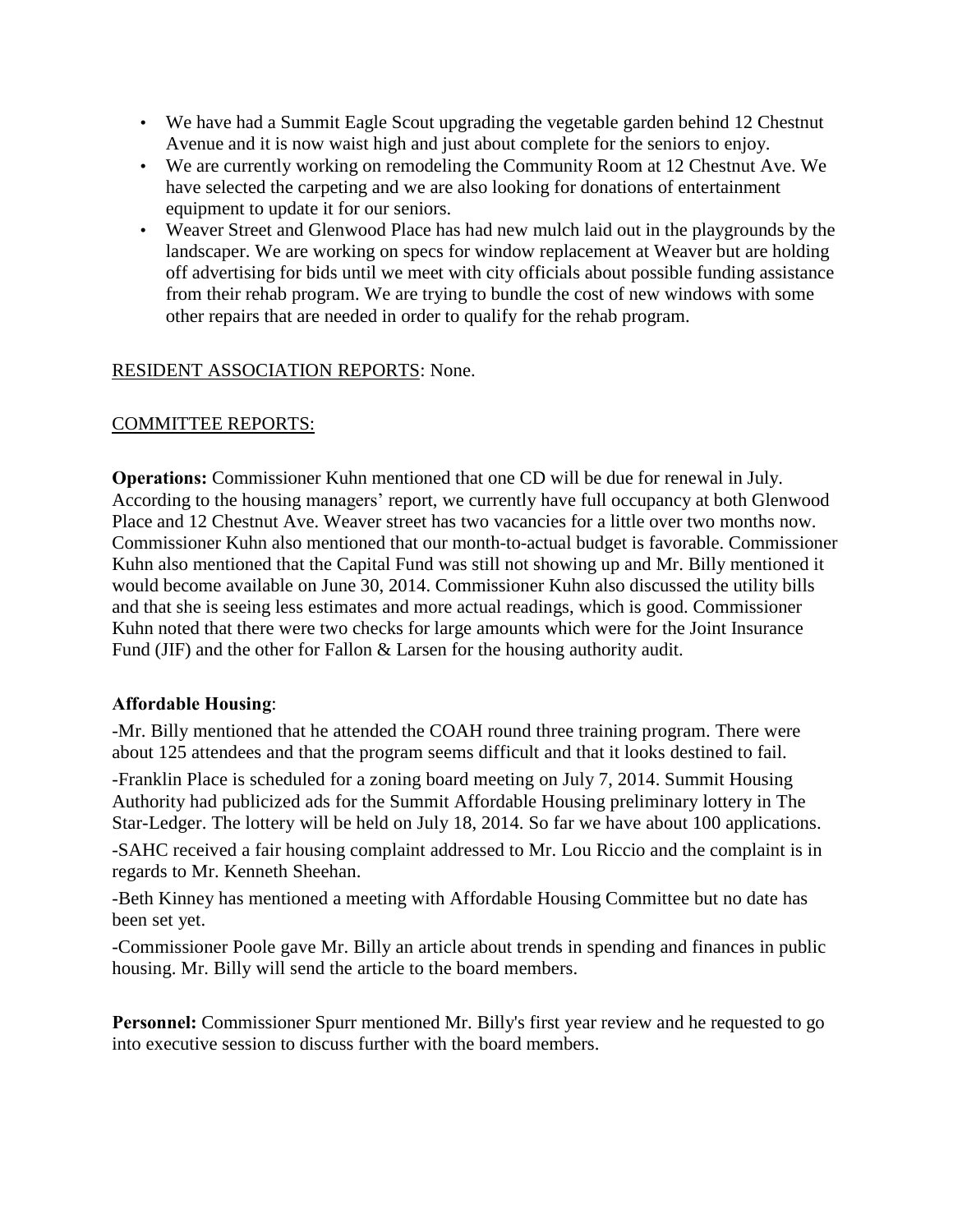- We have had a Summit Eagle Scout upgrading the vegetable garden behind 12 Chestnut Avenue and it is now waist high and just about complete for the seniors to enjoy.
- We are currently working on remodeling the Community Room at 12 Chestnut Ave. We have selected the carpeting and we are also looking for donations of entertainment equipment to update it for our seniors.
- Weaver Street and Glenwood Place has had new mulch laid out in the playgrounds by the landscaper. We are working on specs for window replacement at Weaver but are holding off advertising for bids until we meet with city officials about possible funding assistance from their rehab program. We are trying to bundle the cost of new windows with some other repairs that are needed in order to qualify for the rehab program.

<u>RESIDENT ASSOCIATION REPORTS</u>: None.

<u>COMMITTEE REPORTS:</u>

**Operations:** Commissioner Kuhn mentioned that one CD will be due for renewal in July. According to the housing managers' report, we currently have full occupancy at both Glenwood Place and 12 Chestnut Ave. Weaver street has two vacancies for a little over two months now. Commissioner Kuhn also mentioned that our month-to-actual budget is favorable. Commissioner Kuhn also mentioned that the Capital Fund was still not showing up and Mr. Billy mentioned it would become available on June 30, 2014. Commissioner Kuhn also discussed the utility bills and that she is seeing less estimates and more actual readings, which is good. Commissioner Kuhn noted that there were two checks for large amounts which were for the Joint Insurance Fund (JIF) and the other for Fallon & Larsen for the housing authority audit.

**Affordable Housing**:

-Mr. Billy mentioned that he attended the COAH round three training program. There were about 125 attendees and that the program seems difficult and that it looks destined to fail.

-Franklin Place is scheduled for a zoning board meeting on July 7, 2014. Summit Housing Authority had publicized ads for the Summit Affordable Housing preliminary lottery in The Star-Ledger. The lottery will be held on July 18, 2014. So far we have about 100 applications.

-SAHC received a fair housing complaint addressed to Mr. Lou Riccio and the complaint is in regards to Mr. Kenneth Sheehan.

-Beth Kinney has mentioned a meeting with Affordable Housing Committee but no date has been set yet.

-Commissioner Poole gave Mr. Billy an article about trends in spending and finances in public housing. Mr. Billy will send the article to the board members.

**Personnel:** Commissioner Spurr mentioned Mr. Billy's first year review and he requested to go into executive session to discuss further with the board members.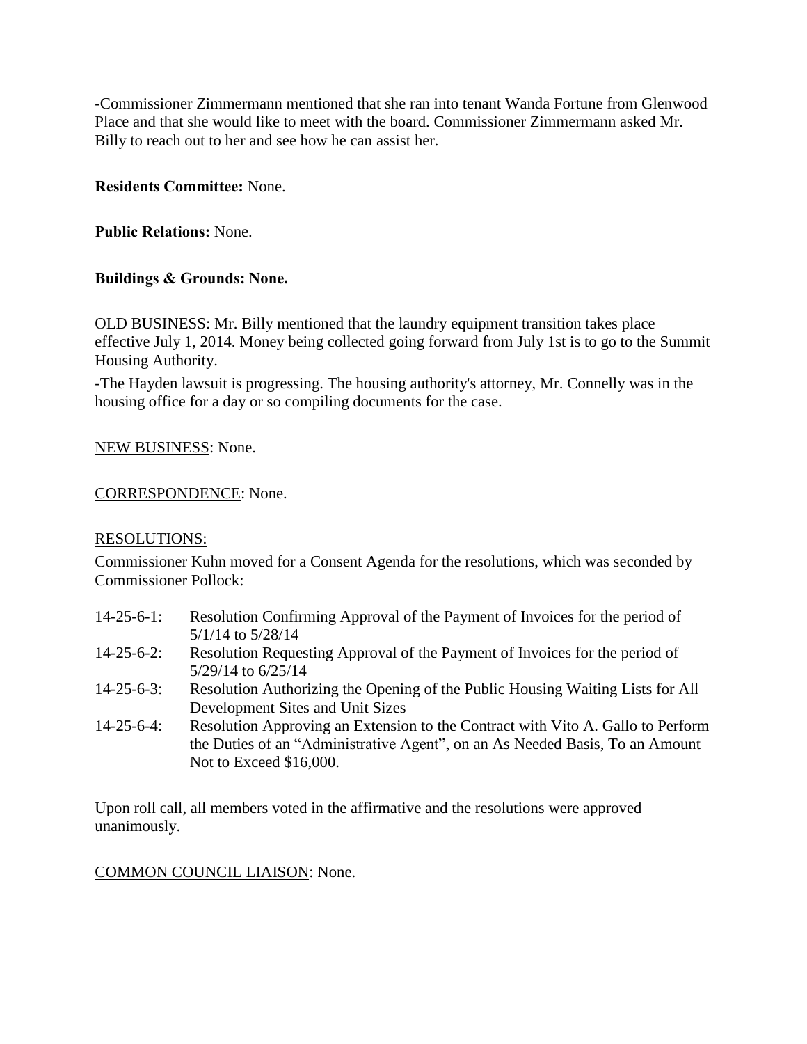-Commissioner Zimmermann mentioned that she ran into tenant Wanda Fortune from Glenwood Place and that she would like to meet with the board. Commissioner Zimmermann asked Mr. Billy to reach out to her and see how he can assist her.

**Residents Committee:** None.

**Public Relations:** None.

**Buildings & Grounds: None.**

<u>OLD BUSINESS</u>: Mr. Billy mentioned that the laundry equipment transition takes place effective July 1, 2014. Money being collected going forward from July 1st is to go to the Summit Housing Authority.

-The Hayden lawsuit is progressing. The housing authority's attorney, Mr. Connelly was in the housing office for a day or so compiling documents for the case.

<u>NEW BUSINESS</u>: None.

<u>CORRESPONDENCE</u>: None.

<u>RESOLUTIONS:</u>

Commissioner Kuhn moved for a Consent Agenda for the resolutions, which was seconded by Commissioner Pollock:

- 14-25-6-1: Resolution Confirming Approval of the Payment of Invoices for the period of 5/1/14 to 5/28/14
- 14-25-6-2: Resolution Requesting Approval of the Payment of Invoices for the period of 5/29/14 to 6/25/14
- 14-25-6-3: Resolution Authorizing the Opening of the Public Housing Waiting Lists for All Development Sites and Unit Sizes
- 14-25-6-4: Resolution Approving an Extension to the Contract with Vito A. Gallo to Perform the Duties of an "Administrative Agent", on an As Needed Basis, To an Amount Not to Exceed $16,000.

Upon roll call, all members voted in the affirmative and the resolutions were approved unanimously.

<u>COMMON COUNCIL LIAISON</u>: None.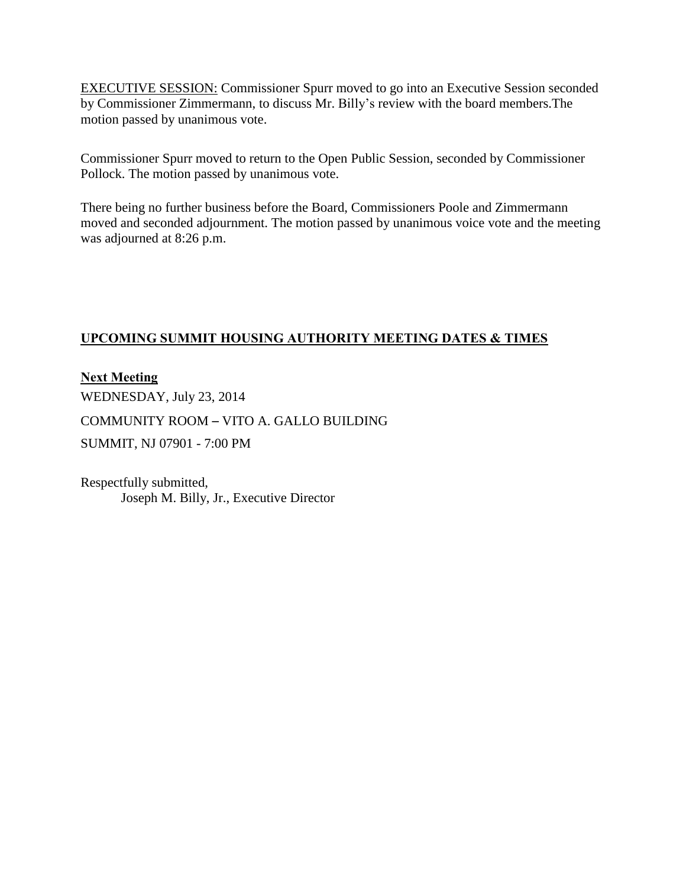<u>EXECUTIVE SESSION:</u> Commissioner Spurr moved to go into an Executive Session seconded by Commissioner Zimmermann, to discuss Mr. Billy's review with the board members.The motion passed by unanimous vote.

Commissioner Spurr moved to return to the Open Public Session, seconded by Commissioner Pollock. The motion passed by unanimous vote.

There being no further business before the Board, Commissioners Poole and Zimmermann moved and seconded adjournment. The motion passed by unanimous voice vote and the meeting was adjourned at 8:26 p.m.

## UPCOMING SUMMIT HOUSING AUTHORITY MEETING DATES & TIMES

**Next Meeting**

WEDNESDAY, July 23, 2014

COMMUNITY ROOM – VITO A. GALLO BUILDING

SUMMIT, NJ 07901 - 7:00 PM

Respectfully submitted,
Joseph M. Billy, Jr., Executive Director